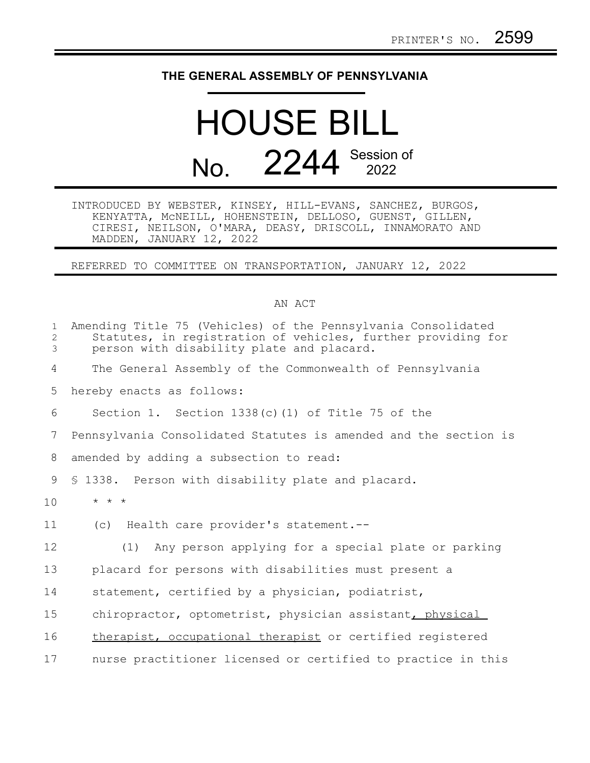PRINTER'S NO. 2599

# THE GENERAL ASSEMBLY OF PENNSYLVANIA

# HOUSE BILL No. 2244 Session of 2022

INTRODUCED BY WEBSTER, KINSEY, HILL-EVANS, SANCHEZ, BURGOS, KENYATTA, McNEILL, HOHENSTEIN, DELLOSO, GUENST, GILLEN, CIRESI, NEILSON, O'MARA, DEASY, DRISCOLL, INNAMORATO AND MADDEN, JANUARY 12, 2022

REFERRED TO COMMITTEE ON TRANSPORTATION, JANUARY 12, 2022

AN ACT

Amending Title 75 (Vehicles) of the Pennsylvania Consolidated Statutes, in registration of vehicles, further providing for person with disability plate and placard.

The General Assembly of the Commonwealth of Pennsylvania hereby enacts as follows:

Section 1. Section 1338(c)(1) of Title 75 of the Pennsylvania Consolidated Statutes is amended and the section is amended by adding a subsection to read:

§ 1338. Person with disability plate and placard.

\* \* \*

(c) Health care provider's statement.--

(1) Any person applying for a special plate or parking placard for persons with disabilities must present a statement, certified by a physician, podiatrist, chiropractor, optometrist, physician assistant<u>, physical therapist, occupational therapist</u> or certified registered nurse practitioner licensed or certified to practice in this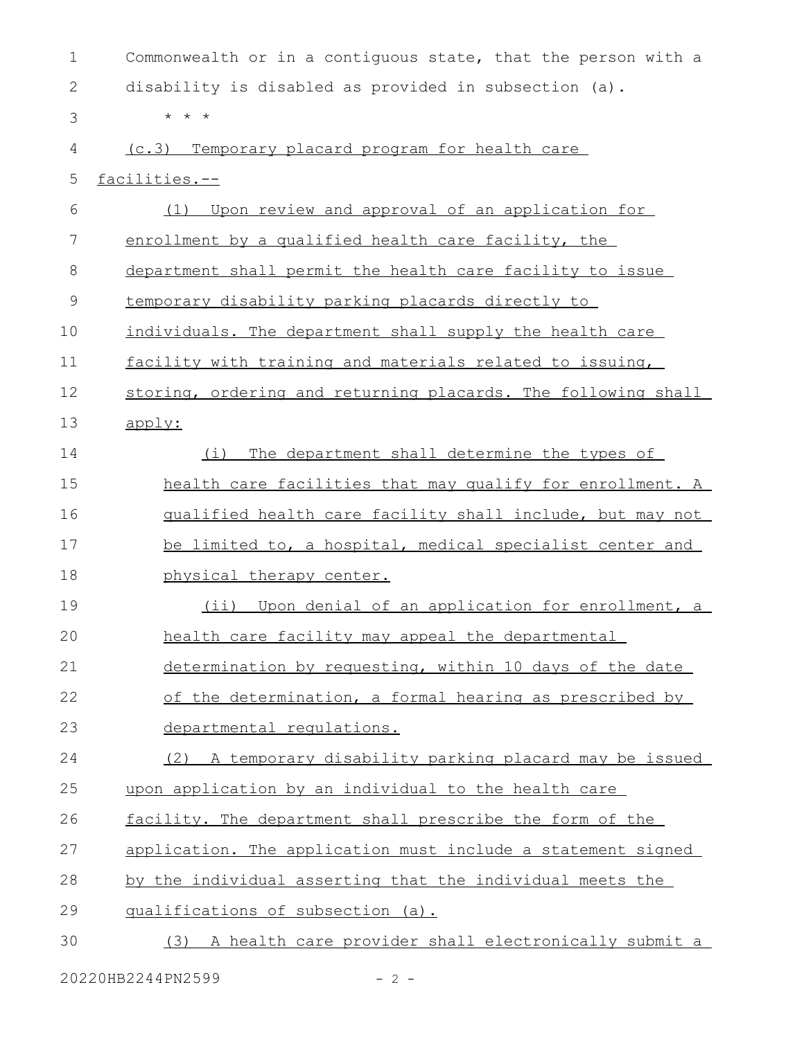Commonwealth or in a contiguous state, that the person with a disability is disabled as provided in subsection (a).

\* \* \*

(c.3) Temporary placard program for health care facilities.--

(1) Upon review and approval of an application for enrollment by a qualified health care facility, the department shall permit the health care facility to issue temporary disability parking placards directly to individuals. The department shall supply the health care facility with training and materials related to issuing, storing, ordering and returning placards. The following shall apply:

(i) The department shall determine the types of health care facilities that may qualify for enrollment. A qualified health care facility shall include, but may not be limited to, a hospital, medical specialist center and physical therapy center.

(ii) Upon denial of an application for enrollment, a health care facility may appeal the departmental determination by requesting, within 10 days of the date of the determination, a formal hearing as prescribed by departmental regulations.

(2) A temporary disability parking placard may be issued upon application by an individual to the health care facility. The department shall prescribe the form of the application. The application must include a statement signed by the individual asserting that the individual meets the qualifications of subsection (a).

(3) A health care provider shall electronically submit a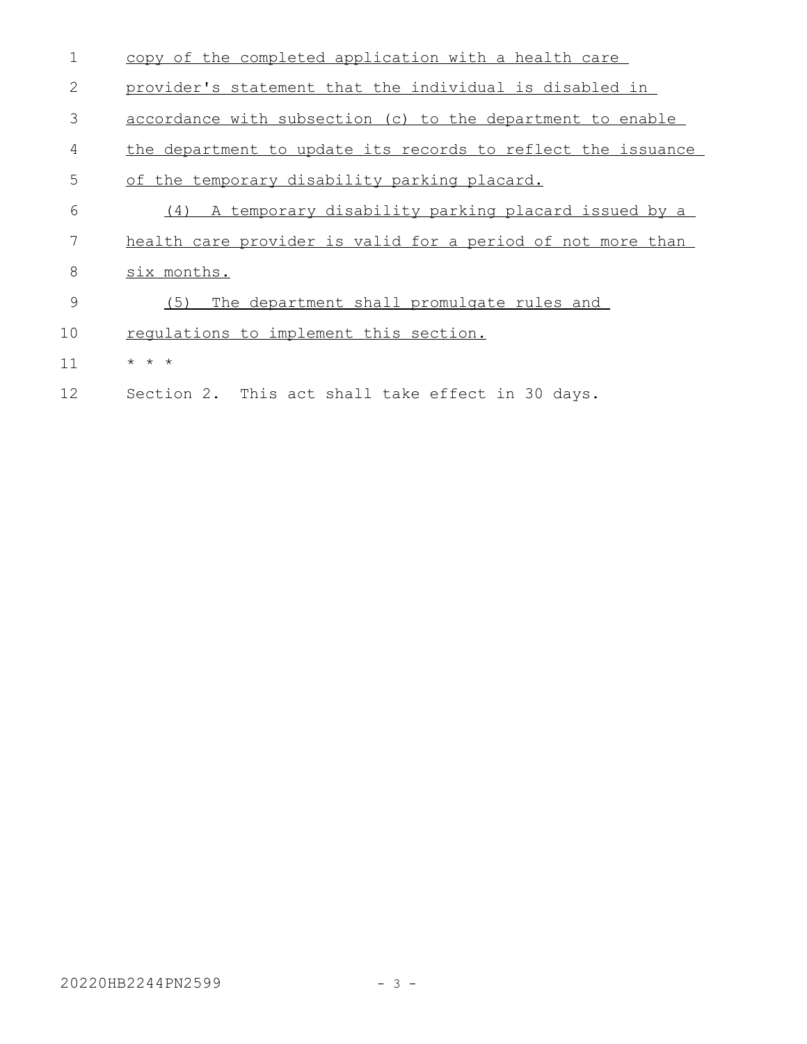copy of the completed application with a health care provider's statement that the individual is disabled in accordance with subsection (c) to the department to enable the department to update its records to reflect the issuance of the temporary disability parking placard.

(4) A temporary disability parking placard issued by a health care provider is valid for a period of not more than six months.

(5) The department shall promulgate rules and regulations to implement this section.

* * *

Section 2. This act shall take effect in 30 days.